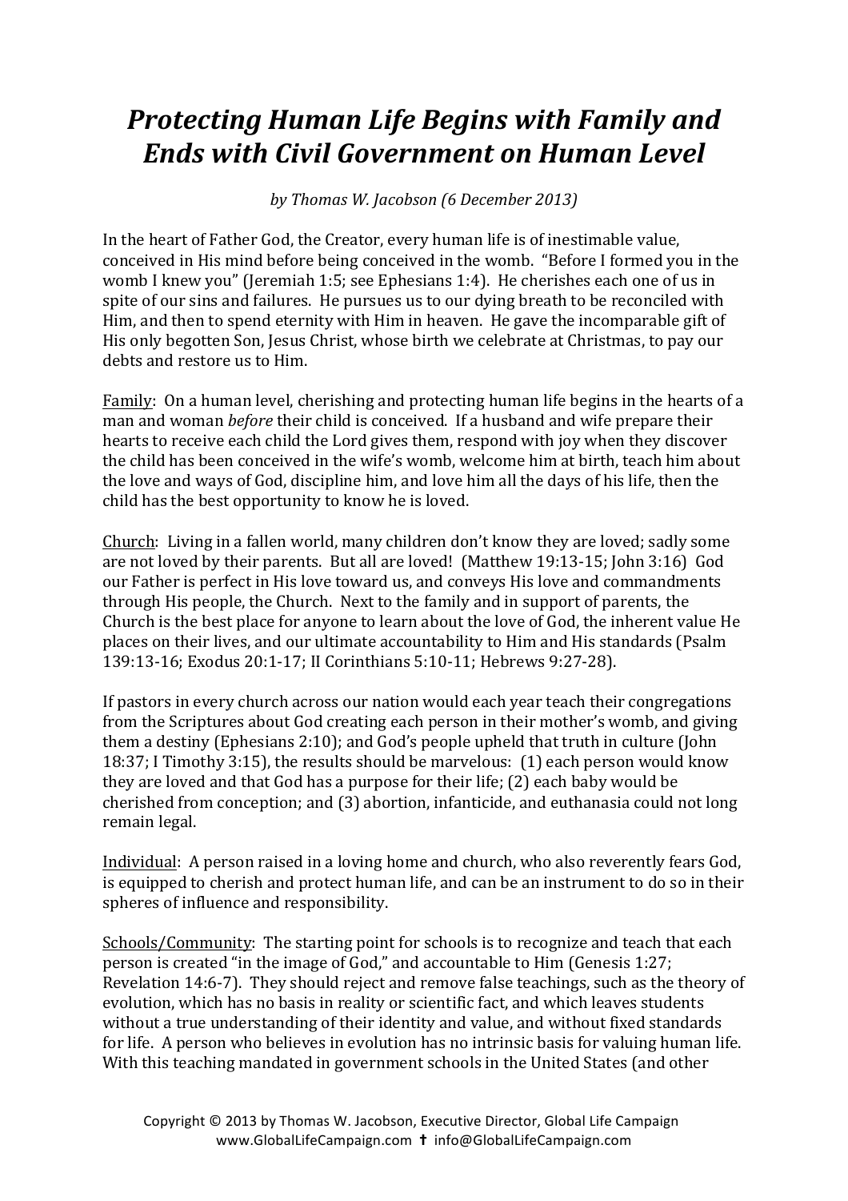# *Protecting Human Life Begins with Family and Ends with Civil Government on Human Level*

*by Thomas W. Jacobson (6 December 2013)*

In the heart of Father God, the Creator, every human life is of inestimable value, conceived in His mind before being conceived in the womb. "Before I formed you in the womb I knew you" (Jeremiah 1:5; see Ephesians 1:4). He cherishes each one of us in spite of our sins and failures. He pursues us to our dying breath to be reconciled with Him, and then to spend eternity with Him in heaven. He gave the incomparable gift of His only begotten Son, Jesus Christ, whose birth we celebrate at Christmas, to pay our debts and restore us to Him.

<u>Family</u>: On a human level, cherishing and protecting human life begins in the hearts of a man and woman *before* their child is conceived. If a husband and wife prepare their hearts to receive each child the Lord gives them, respond with joy when they discover the child has been conceived in the wife's womb, welcome him at birth, teach him about the love and ways of God, discipline him, and love him all the days of his life, then the child has the best opportunity to know he is loved.

<u>Church</u>: Living in a fallen world, many children don't know they are loved; sadly some are not loved by their parents. But all are loved! (Matthew 19:13-15; John 3:16) God our Father is perfect in His love toward us, and conveys His love and commandments through His people, the Church. Next to the family and in support of parents, the Church is the best place for anyone to learn about the love of God, the inherent value He places on their lives, and our ultimate accountability to Him and His standards (Psalm 139:13-16; Exodus 20:1-17; II Corinthians 5:10-11; Hebrews 9:27-28).

If pastors in every church across our nation would each year teach their congregations from the Scriptures about God creating each person in their mother's womb, and giving them a destiny (Ephesians 2:10); and God's people upheld that truth in culture (John 18:37; I Timothy 3:15), the results should be marvelous: (1) each person would know they are loved and that God has a purpose for their life; (2) each baby would be cherished from conception; and (3) abortion, infanticide, and euthanasia could not long remain legal.

<u>Individual</u>: A person raised in a loving home and church, who also reverently fears God, is equipped to cherish and protect human life, and can be an instrument to do so in their spheres of influence and responsibility.

<u>Schools/Community</u>: The starting point for schools is to recognize and teach that each person is created "in the image of God," and accountable to Him (Genesis 1:27; Revelation 14:6-7). They should reject and remove false teachings, such as the theory of evolution, which has no basis in reality or scientific fact, and which leaves students without a true understanding of their identity and value, and without fixed standards for life. A person who believes in evolution has no intrinsic basis for valuing human life. With this teaching mandated in government schools in the United States (and other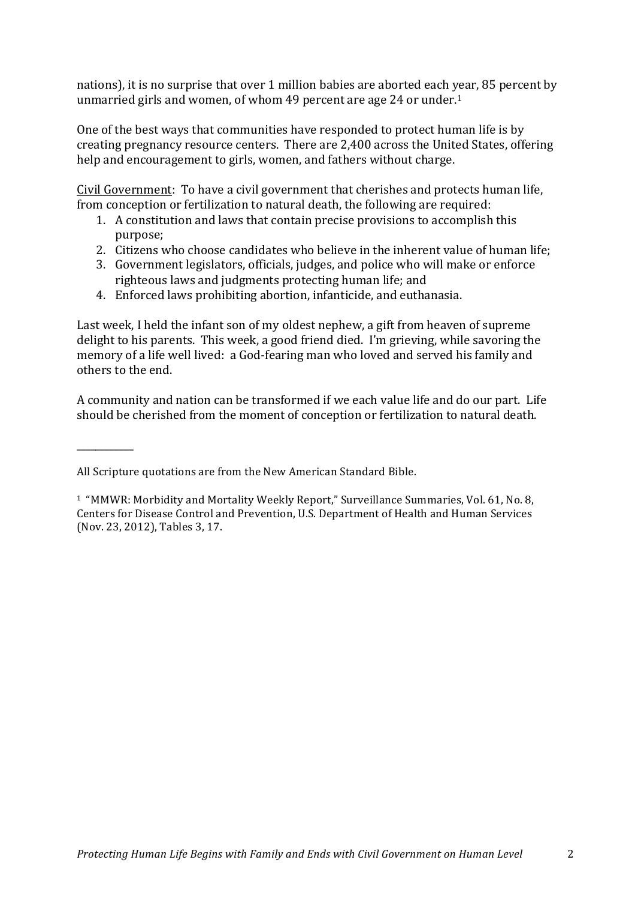nations), it is no surprise that over 1 million babies are aborted each year, 85 percent by unmarried girls and women, of whom 49 percent are age 24 or under.[1]

One of the best ways that communities have responded to protect human life is by creating pregnancy resource centers. There are 2,400 across the United States, offering help and encouragement to girls, women, and fathers without charge.

<u>Civil Government</u>: To have a civil government that cherishes and protects human life, from conception or fertilization to natural death, the following are required:

1. A constitution and laws that contain precise provisions to accomplish this purpose;
2. Citizens who choose candidates who believe in the inherent value of human life;
3. Government legislators, officials, judges, and police who will make or enforce righteous laws and judgments protecting human life; and
4. Enforced laws prohibiting abortion, infanticide, and euthanasia.

Last week, I held the infant son of my oldest nephew, a gift from heaven of supreme delight to his parents. This week, a good friend died. I'm grieving, while savoring the memory of a life well lived: a God-fearing man who loved and served his family and others to the end.

A community and nation can be transformed if we each value life and do our part. Life should be cherished from the moment of conception or fertilization to natural death.

---

All Scripture quotations are from the New American Standard Bible.

[1] "MMWR: Morbidity and Mortality Weekly Report," Surveillance Summaries, Vol. 61, No. 8, Centers for Disease Control and Prevention, U.S. Department of Health and Human Services (Nov. 23, 2012), Tables 3, 17.